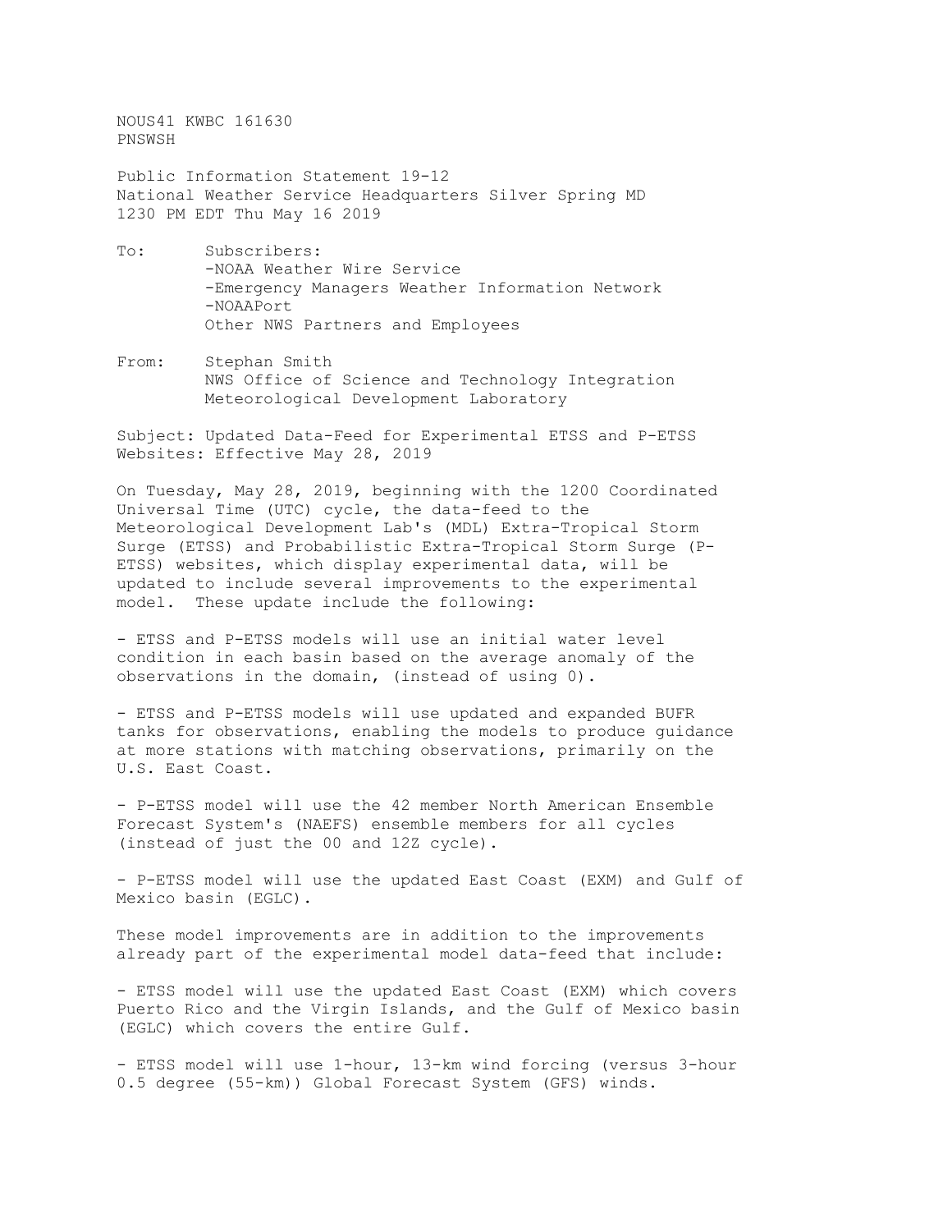NOUS41 KWBC 161630
PNSWSH

Public Information Statement 19-12
National Weather Service Headquarters Silver Spring MD
1230 PM EDT Thu May 16 2019

To: Subscribers:
-NOAA Weather Wire Service
-Emergency Managers Weather Information Network
-NOAAPort
Other NWS Partners and Employees

From: Stephan Smith
NWS Office of Science and Technology Integration
Meteorological Development Laboratory

Subject: Updated Data-Feed for Experimental ETSS and P-ETSS Websites: Effective May 28, 2019

On Tuesday, May 28, 2019, beginning with the 1200 Coordinated Universal Time (UTC) cycle, the data-feed to the Meteorological Development Lab's (MDL) Extra-Tropical Storm Surge (ETSS) and Probabilistic Extra-Tropical Storm Surge (P-ETSS) websites, which display experimental data, will be updated to include several improvements to the experimental model. These update include the following:

- ETSS and P-ETSS models will use an initial water level condition in each basin based on the average anomaly of the observations in the domain, (instead of using 0).

- ETSS and P-ETSS models will use updated and expanded BUFR tanks for observations, enabling the models to produce guidance at more stations with matching observations, primarily on the U.S. East Coast.

- P-ETSS model will use the 42 member North American Ensemble Forecast System's (NAEFS) ensemble members for all cycles (instead of just the 00 and 12Z cycle).

- P-ETSS model will use the updated East Coast (EXM) and Gulf of Mexico basin (EGLC).

These model improvements are in addition to the improvements already part of the experimental model data-feed that include:

- ETSS model will use the updated East Coast (EXM) which covers Puerto Rico and the Virgin Islands, and the Gulf of Mexico basin (EGLC) which covers the entire Gulf.

- ETSS model will use 1-hour, 13-km wind forcing (versus 3-hour 0.5 degree (55-km)) Global Forecast System (GFS) winds.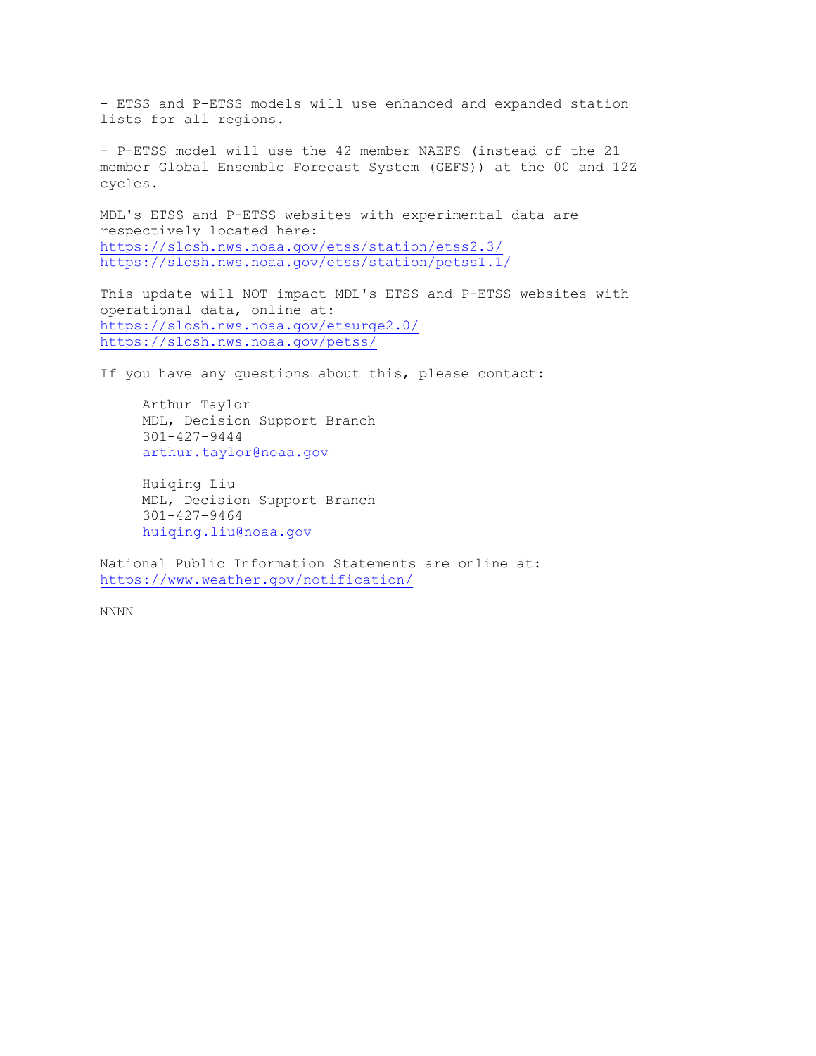- ETSS and P-ETSS models will use enhanced and expanded station lists for all regions.

- P-ETSS model will use the 42 member NAEFS (instead of the 21 member Global Ensemble Forecast System (GEFS)) at the 00 and 12Z cycles.

MDL's ETSS and P-ETSS websites with experimental data are respectively located here:
https://slosh.nws.noaa.gov/etss/station/etss2.3/
https://slosh.nws.noaa.gov/etss/station/petss1.1/

This update will NOT impact MDL's ETSS and P-ETSS websites with operational data, online at:
https://slosh.nws.noaa.gov/etsurge2.0/
https://slosh.nws.noaa.gov/petss/

If you have any questions about this, please contact:

Arthur Taylor
MDL, Decision Support Branch
301-427-9444
arthur.taylor@noaa.gov

Huiqing Liu
MDL, Decision Support Branch
301-427-9464
huiqing.liu@noaa.gov

National Public Information Statements are online at:
https://www.weather.gov/notification/

NNNN